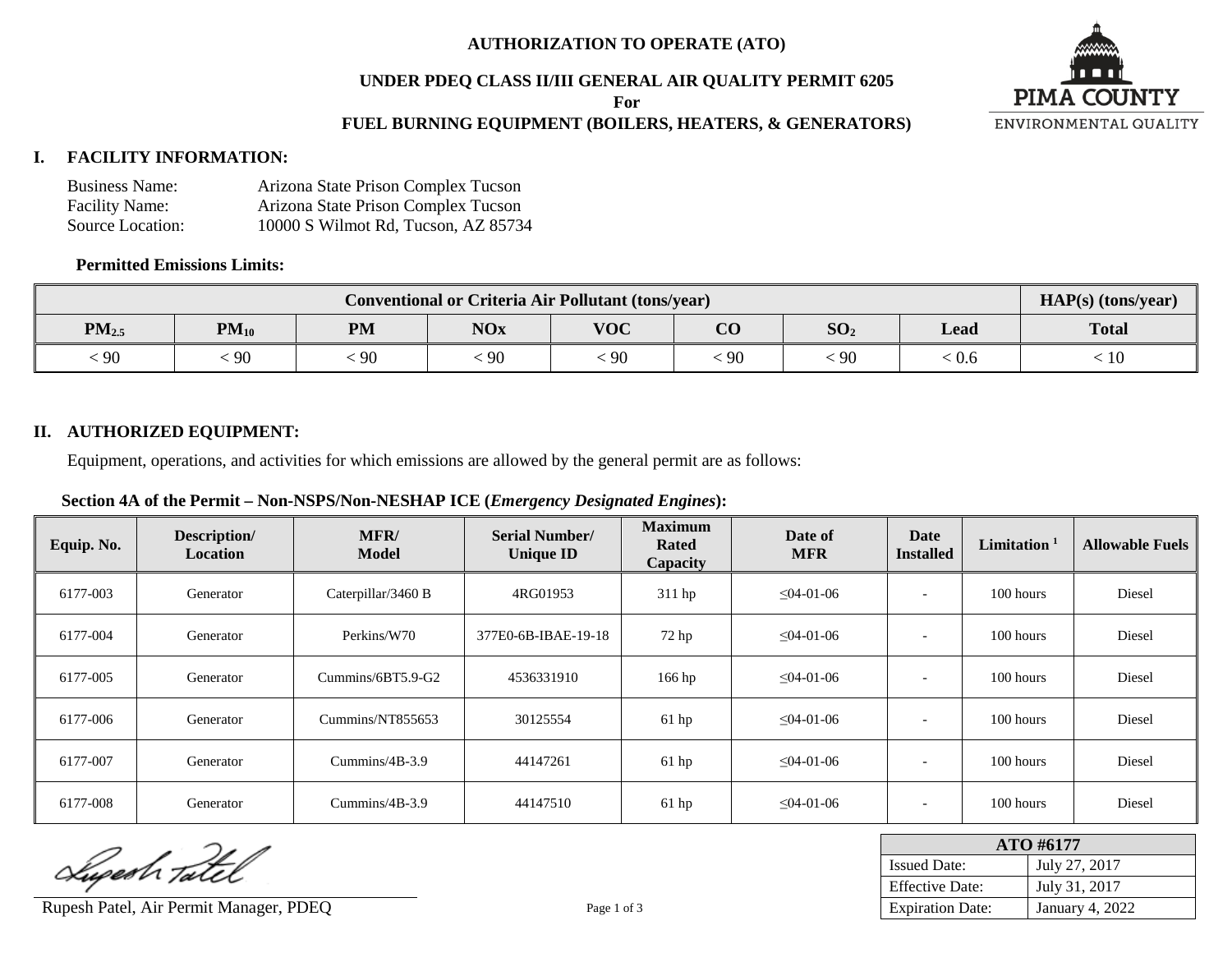# AUTHORIZATION TO OPERATE (ATO)

## UNDER PDEQ CLASS II/III GENERAL AIR QUALITY PERMIT 6205

**For**

## FUEL BURNING EQUIPMENT (BOILERS, HEATERS, & GENERATORS)

PIMA COUNTY ENVIRONMENTAL QUALITY

## I. FACILITY INFORMATION:

Business Name: Arizona State Prison Complex Tucson
Facility Name: Arizona State Prison Complex Tucson
Source Location: 10000 S Wilmot Rd, Tucson, AZ 85734

**Permitted Emissions Limits:**

| Conventional or Criteria Air Pollutant (tons/year) | | | | | | | | HAP(s) (tons/year) |
|---|---|---|---|---|---|---|---|---|
| $PM_{2.5}$ | $PM_{10}$ | PM | NOx | VOC | CO | $SO_2$ | Lead | Total |
| < 90 | < 90 | < 90 | < 90 | < 90 | < 90 | < 90 | < 0.6 | < 10 |

## II. AUTHORIZED EQUIPMENT:

Equipment, operations, and activities for which emissions are allowed by the general permit are as follows:

**Section 4A of the Permit – Non-NSPS/Non-NESHAP ICE (*Emergency Designated Engines*):**

| Equip. No. | Description/ Location | MFR/ Model | Serial Number/ Unique ID | Maximum Rated Capacity | Date of MFR | Date Installed | Limitation [1] | Allowable Fuels |
|---|---|---|---|---|---|---|---|---|
| 6177-003 | Generator | Caterpillar/3460 B | 4RG01953 | 311 hp | ≤04-01-06 | - | 100 hours | Diesel |
| 6177-004 | Generator | Perkins/W70 | 377E0-6B-IBAE-19-18 | 72 hp | ≤04-01-06 | - | 100 hours | Diesel |
| 6177-005 | Generator | Cummins/6BT5.9-G2 | 4536331910 | 166 hp | ≤04-01-06 | - | 100 hours | Diesel |
| 6177-006 | Generator | Cummins/NT855653 | 30125554 | 61 hp | ≤04-01-06 | - | 100 hours | Diesel |
| 6177-007 | Generator | Cummins/4B-3.9 | 44147261 | 61 hp | ≤04-01-06 | - | 100 hours | Diesel |
| 6177-008 | Generator | Cummins/4B-3.9 | 44147510 | 61 hp | ≤04-01-06 | - | 100 hours | Diesel |

Rupesh Patel, Air Permit Manager, PDEQ

| ATO #6177 | |
|---|---|
| Issued Date: | July 27, 2017 |
| Effective Date: | July 31, 2017 |
| Expiration Date: | January 4, 2022 |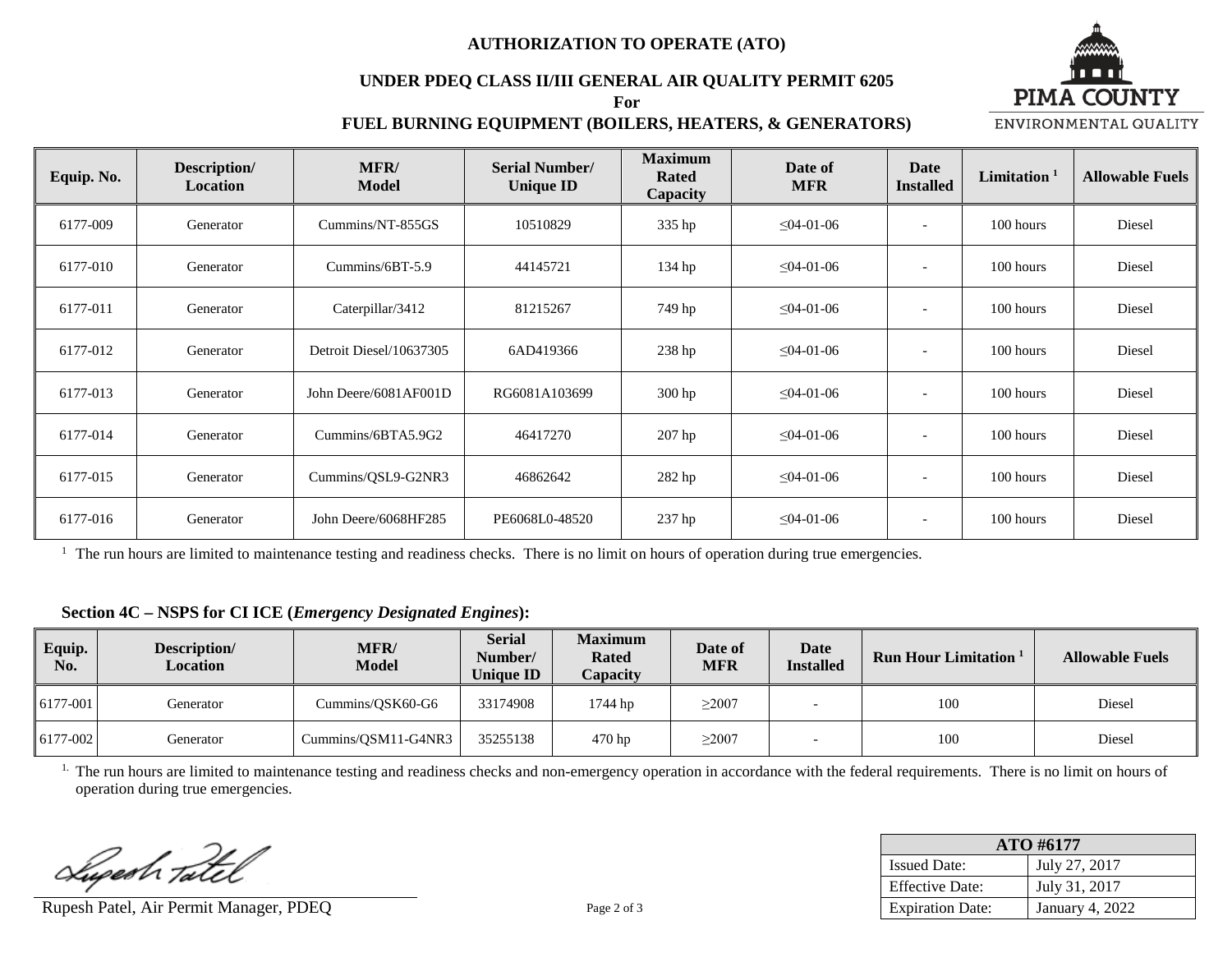# AUTHORIZATION TO OPERATE (ATO)

## UNDER PDEQ CLASS II/III GENERAL AIR QUALITY PERMIT 6205

**For**

## FUEL BURNING EQUIPMENT (BOILERS, HEATERS, & GENERATORS)

PIMA COUNTY
ENVIRONMENTAL QUALITY

| Equip. No. | Description/ Location | MFR/ Model | Serial Number/ Unique ID | Maximum Rated Capacity | Date of MFR | Date Installed | Limitation [1] | Allowable Fuels |
|---|---|---|---|---|---|---|---|---|
| 6177-009 | Generator | Cummins/NT-855GS | 10510829 | 335 hp | ≤04-01-06 | - | 100 hours | Diesel |
| 6177-010 | Generator | Cummins/6BT-5.9 | 44145721 | 134 hp | ≤04-01-06 | - | 100 hours | Diesel |
| 6177-011 | Generator | Caterpillar/3412 | 81215267 | 749 hp | ≤04-01-06 | - | 100 hours | Diesel |
| 6177-012 | Generator | Detroit Diesel/10637305 | 6AD419366 | 238 hp | ≤04-01-06 | - | 100 hours | Diesel |
| 6177-013 | Generator | John Deere/6081AF001D | RG6081A103699 | 300 hp | ≤04-01-06 | - | 100 hours | Diesel |
| 6177-014 | Generator | Cummins/6BTA5.9G2 | 46417270 | 207 hp | ≤04-01-06 | - | 100 hours | Diesel |
| 6177-015 | Generator | Cummins/QSL9-G2NR3 | 46862642 | 282 hp | ≤04-01-06 | - | 100 hours | Diesel |
| 6177-016 | Generator | John Deere/6068HF285 | PE6068L0-48520 | 237 hp | ≤04-01-06 | - | 100 hours | Diesel |

[1] The run hours are limited to maintenance testing and readiness checks. There is no limit on hours of operation during true emergencies.

### Section 4C – NSPS for CI ICE (*Emergency Designated Engines*):

| Equip. No. | Description/ Location | MFR/ Model | Serial Number/ Unique ID | Maximum Rated Capacity | Date of MFR | Date Installed | Run Hour Limitation [1] | Allowable Fuels |
|---|---|---|---|---|---|---|---|---|
| 6177-001 | Generator | Cummins/QSK60-G6 | 33174908 | 1744 hp | ≥2007 | - | 100 | Diesel |
| 6177-002 | Generator | Cummins/QSM11-G4NR3 | 35255138 | 470 hp | ≥2007 | - | 100 | Diesel |

[1.] The run hours are limited to maintenance testing and readiness checks and non-emergency operation in accordance with the federal requirements. There is no limit on hours of operation during true emergencies.

Rupesh Patel, Air Permit Manager, PDEQ

| ATO #6177 | |
|---|---|
| Issued Date: | July 27, 2017 |
| Effective Date: | July 31, 2017 |
| Expiration Date: | January 4, 2022 |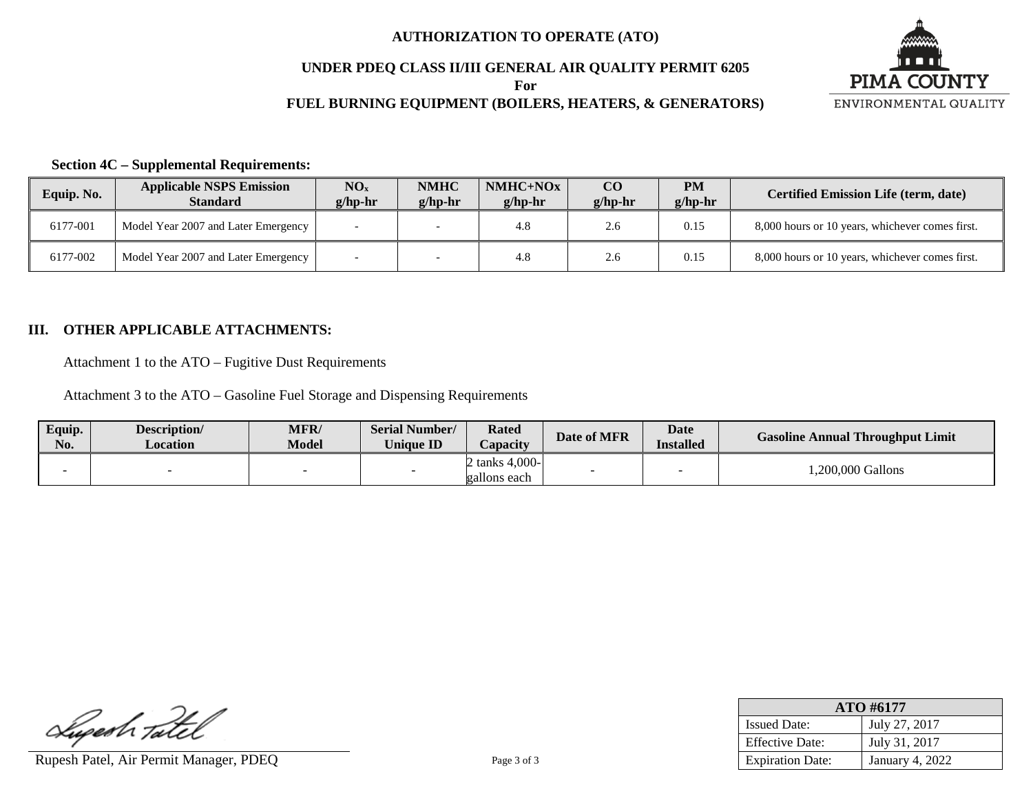**AUTHORIZATION TO OPERATE (ATO)**

**UNDER PDEQ CLASS II/III GENERAL AIR QUALITY PERMIT 6205**

**For**

**FUEL BURNING EQUIPMENT (BOILERS, HEATERS, & GENERATORS)**

PIMA COUNTY
ENVIRONMENTAL QUALITY

**Section 4C – Supplemental Requirements:**

| Equip. No. | Applicable NSPS Emission Standard | $NO_x$ g/hp-hr | NMHC g/hp-hr | NMHC+NOx g/hp-hr | CO g/hp-hr | PM g/hp-hr | Certified Emission Life (term, date) |
|---|---|---|---|---|---|---|---|
| 6177-001 | Model Year 2007 and Later Emergency | - | - | 4.8 | 2.6 | 0.15 | 8,000 hours or 10 years, whichever comes first. |
| 6177-002 | Model Year 2007 and Later Emergency | - | - | 4.8 | 2.6 | 0.15 | 8,000 hours or 10 years, whichever comes first. |

## III. OTHER APPLICABLE ATTACHMENTS:

Attachment 1 to the ATO – Fugitive Dust Requirements

Attachment 3 to the ATO – Gasoline Fuel Storage and Dispensing Requirements

| Equip. No. | Description/ Location | MFR/ Model | Serial Number/ Unique ID | Rated Capacity | Date of MFR | Date Installed | Gasoline Annual Throughput Limit |
|---|---|---|---|---|---|---|---|
| - | - | - | - | 2 tanks 4,000-gallons each | - | - | 1,200,000 Gallons |

Rupesh Patel, Air Permit Manager, PDEQ

| ATO #6177 | |
|---|---|
| Issued Date: | July 27, 2017 |
| Effective Date: | July 31, 2017 |
| Expiration Date: | January 4, 2022 |